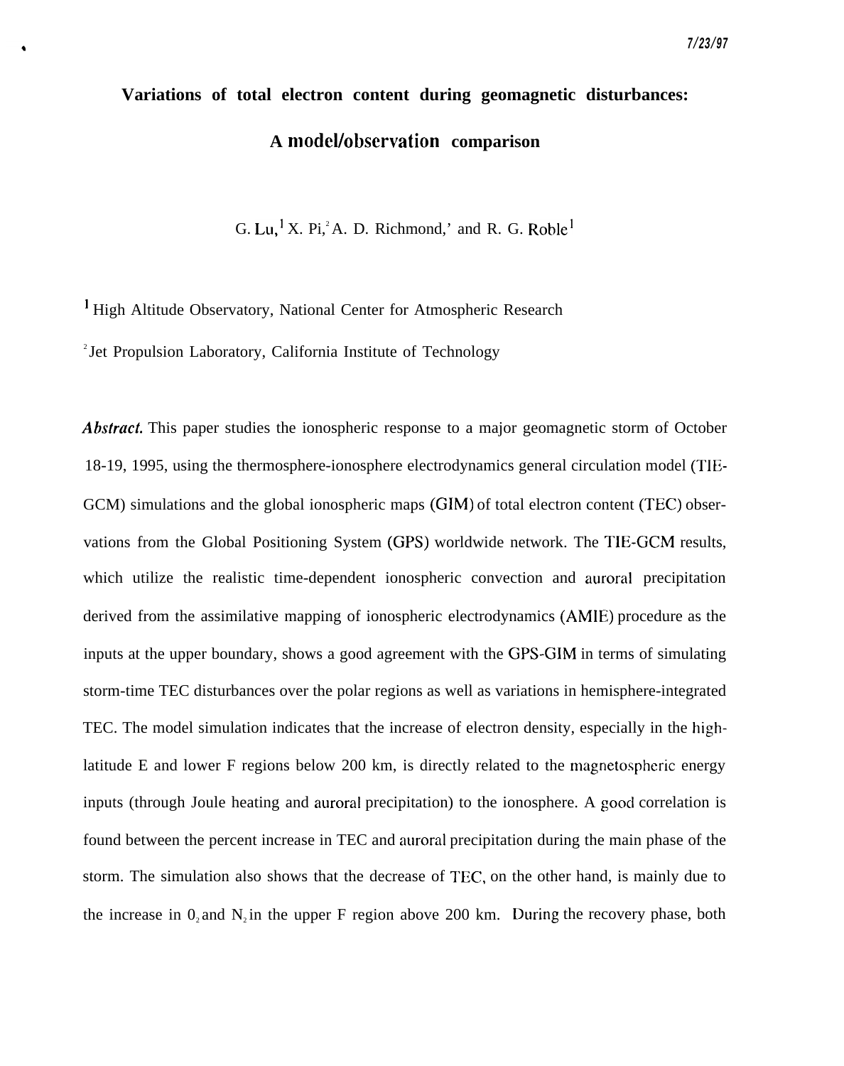# Variations of total electron content during geomagnetic disturbances:

# A model/observation comparison

G. Lu,[1] X. Pi,[2] A. D. Richmond,[1] and R. G. Roble[1]

[1] High Altitude Observatory, National Center for Atmospheric Research

[2] Jet Propulsion Laboratory, California Institute of Technology

***Abstract.*** This paper studies the ionospheric response to a major geomagnetic storm of October 18-19, 1995, using the thermosphere-ionosphere electrodynamics general circulation model (TIE-GCM) simulations and the global ionospheric maps (GIM) of total electron content (TEC) observations from the Global Positioning System (GPS) worldwide network. The TIE-GCM results, which utilize the realistic time-dependent ionospheric convection and auroral precipitation derived from the assimilative mapping of ionospheric electrodynamics (AMIE) procedure as the inputs at the upper boundary, shows a good agreement with the GPS-GIM in terms of simulating storm-time TEC disturbances over the polar regions as well as variations in hemisphere-integrated TEC. The model simulation indicates that the increase of electron density, especially in the high-latitude E and lower F regions below 200 km, is directly related to the magnetospheric energy inputs (through Joule heating and auroral precipitation) to the ionosphere. A good correlation is found between the percent increase in TEC and auroral precipitation during the main phase of the storm. The simulation also shows that the decrease of TEC, on the other hand, is mainly due to the increase in $O_2$ and $N_2$ in the upper F region above 200 km. During the recovery phase, both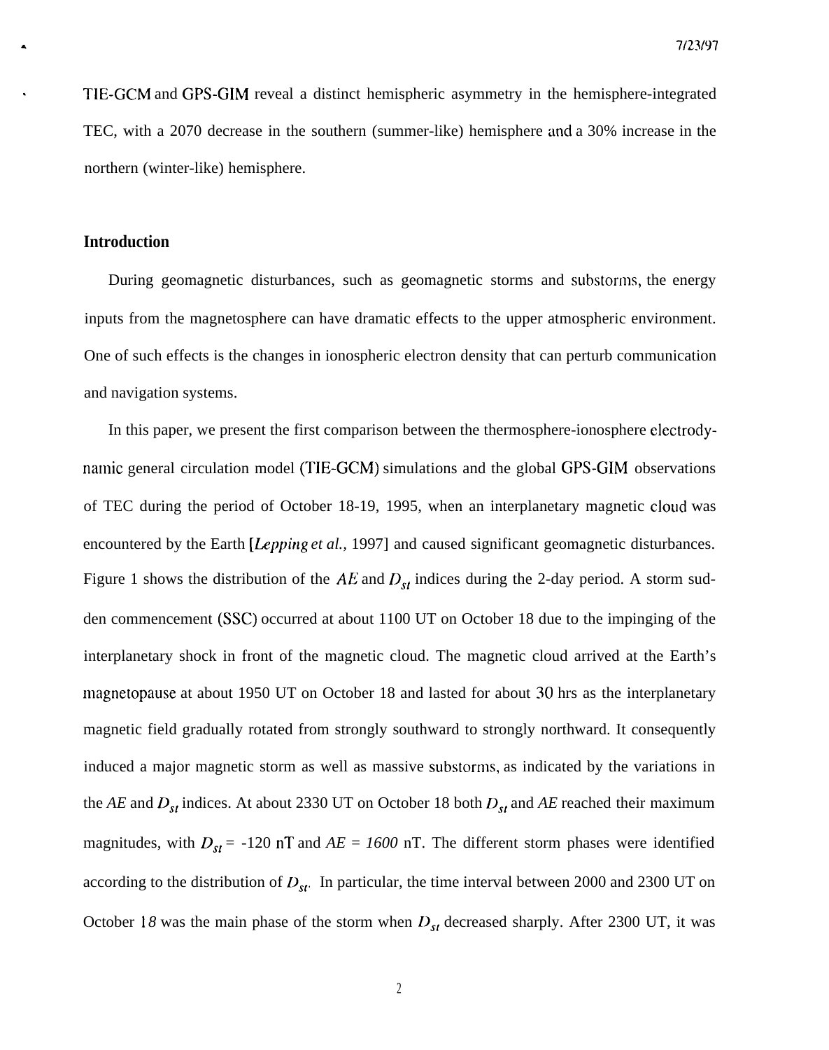TIE-GCM and GPS-GIM reveal a distinct hemispheric asymmetry in the hemisphere-integrated TEC, with a 2070 decrease in the southern (summer-like) hemisphere and a 30% increase in the northern (winter-like) hemisphere.

## Introduction

During geomagnetic disturbances, such as geomagnetic storms and substorms, the energy inputs from the magnetosphere can have dramatic effects to the upper atmospheric environment. One of such effects is the changes in ionospheric electron density that can perturb communication and navigation systems.

In this paper, we present the first comparison between the thermosphere-ionosphere electrodynamic general circulation model (TIE-GCM) simulations and the global GPS-GIM observations of TEC during the period of October 18-19, 1995, when an interplanetary magnetic cloud was encountered by the Earth [*Lepping et al.,* 1997] and caused significant geomagnetic disturbances. Figure 1 shows the distribution of the $AE$ and $D_{st}$ indices during the 2-day period. A storm sudden commencement (SSC) occurred at about 1100 UT on October 18 due to the impinging of the interplanetary shock in front of the magnetic cloud. The magnetic cloud arrived at the Earth's magnetopause at about 1950 UT on October 18 and lasted for about 30 hrs as the interplanetary magnetic field gradually rotated from strongly southward to strongly northward. It consequently induced a major magnetic storm as well as massive substorms, as indicated by the variations in the $AE$ and $D_{st}$ indices. At about 2330 UT on October 18 both $D_{st}$ and $AE$ reached their maximum magnitudes, with $D_{st}$ = -120 nT and $AE$ = *1600* nT. The different storm phases were identified according to the distribution of $D_{st}$. In particular, the time interval between 2000 and 2300 UT on October 18 was the main phase of the storm when $D_{st}$ decreased sharply. After 2300 UT, it was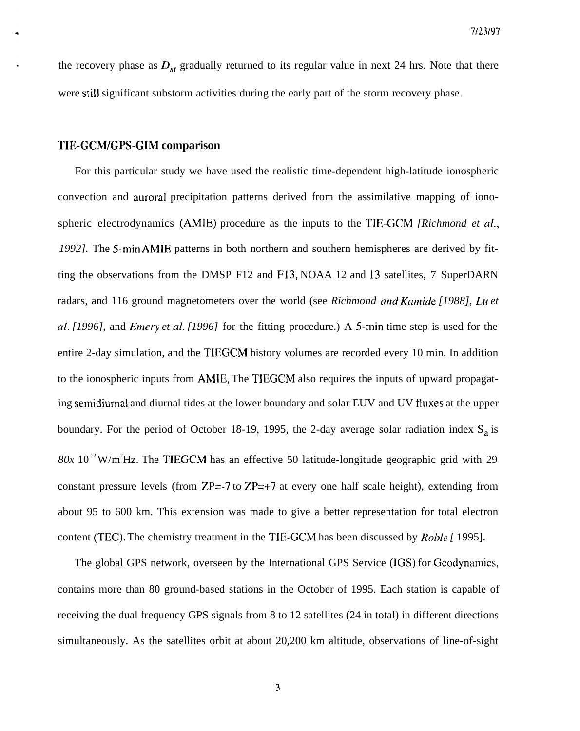the recovery phase as $D_{st}$ gradually returned to its regular value in next 24 hrs. Note that there were still significant substorm activities during the early part of the storm recovery phase.

## TIE-GCM/GPS-GIM comparison

For this particular study we have used the realistic time-dependent high-latitude ionospheric convection and auroral precipitation patterns derived from the assimilative mapping of ionospheric electrodynamics (AMIE) procedure as the inputs to the TIE-GCM *[Richmond et al., 1992]*. The 5-min AMIE patterns in both northern and southern hemispheres are derived by fitting the observations from the DMSP F12 and F13, NOAA 12 and 13 satellites, 7 SuperDARN radars, and 116 ground magnetometers over the world (see *Richmond and Kamide [1988], Lu et al. [1996],* and *Emery et al. [1996]* for the fitting procedure.) A 5-min time step is used for the entire 2-day simulation, and the TIEGCM history volumes are recorded every 10 min. In addition to the ionospheric inputs from AMIE, The TIEGCM also requires the inputs of upward propagating semidiurnal and diurnal tides at the lower boundary and solar EUV and UV fluxes at the upper boundary. For the period of October 18-19, 1995, the 2-day average solar radiation index $S_a$ is $80 \times 10^{-22}$ W/m$^2$Hz. The TIEGCM has an effective 50 latitude-longitude geographic grid with 29 constant pressure levels (from ZP=-7 to ZP=+7 at every one half scale height), extending from about 95 to 600 km. This extension was made to give a better representation for total electron content (TEC). The chemistry treatment in the TIE-GCM has been discussed by *Roble [* 1995].

The global GPS network, overseen by the International GPS Service (IGS) for Geodynamics, contains more than 80 ground-based stations in the October of 1995. Each station is capable of receiving the dual frequency GPS signals from 8 to 12 satellites (24 in total) in different directions simultaneously. As the satellites orbit at about 20,200 km altitude, observations of line-of-sight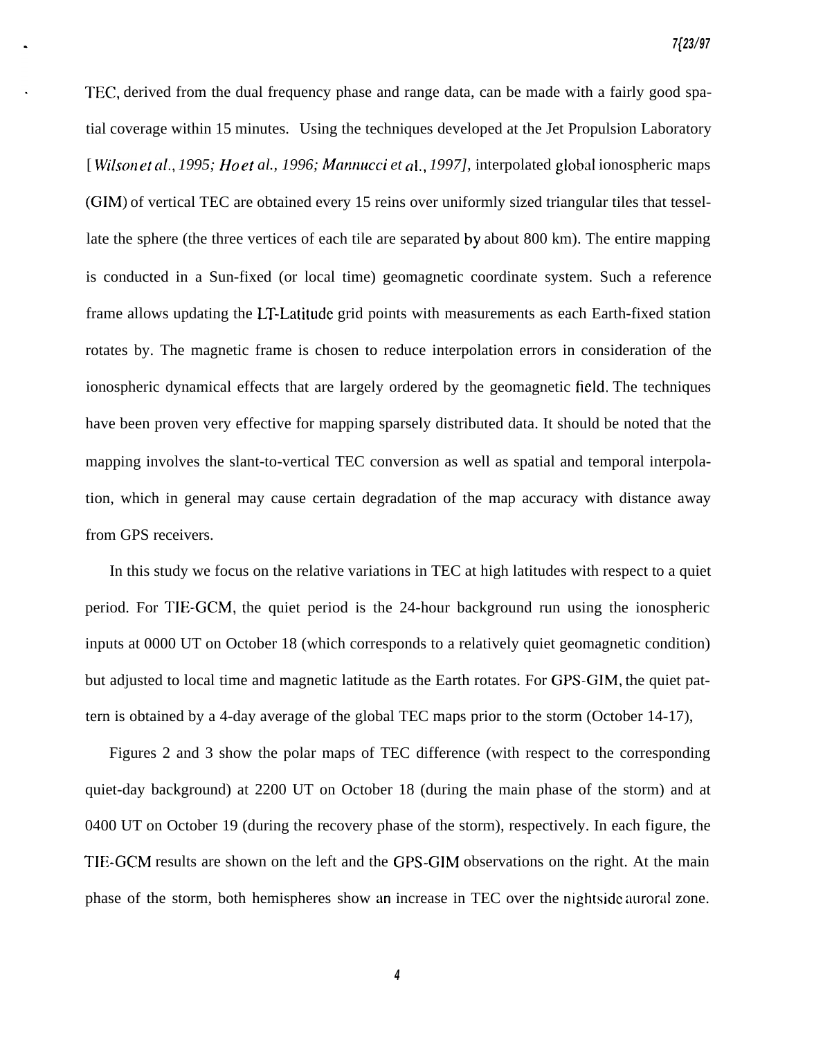TEC, derived from the dual frequency phase and range data, can be made with a fairly good spatial coverage within 15 minutes. Using the techniques developed at the Jet Propulsion Laboratory [*Wilson et al., 1995; Ho et al., 1996; Mannucci et al., 1997]*, interpolated global ionospheric maps (GIM) of vertical TEC are obtained every 15 reins over uniformly sized triangular tiles that tessellate the sphere (the three vertices of each tile are separated by about 800 km). The entire mapping is conducted in a Sun-fixed (or local time) geomagnetic coordinate system. Such a reference frame allows updating the LT-Latitude grid points with measurements as each Earth-fixed station rotates by. The magnetic frame is chosen to reduce interpolation errors in consideration of the ionospheric dynamical effects that are largely ordered by the geomagnetic field. The techniques have been proven very effective for mapping sparsely distributed data. It should be noted that the mapping involves the slant-to-vertical TEC conversion as well as spatial and temporal interpolation, which in general may cause certain degradation of the map accuracy with distance away from GPS receivers.

In this study we focus on the relative variations in TEC at high latitudes with respect to a quiet period. For TIE-GCM, the quiet period is the 24-hour background run using the ionospheric inputs at 0000 UT on October 18 (which corresponds to a relatively quiet geomagnetic condition) but adjusted to local time and magnetic latitude as the Earth rotates. For GPS-GIM, the quiet pattern is obtained by a 4-day average of the global TEC maps prior to the storm (October 14-17),

Figures 2 and 3 show the polar maps of TEC difference (with respect to the corresponding quiet-day background) at 2200 UT on October 18 (during the main phase of the storm) and at 0400 UT on October 19 (during the recovery phase of the storm), respectively. In each figure, the TIE-GCM results are shown on the left and the GPS-GIM observations on the right. At the main phase of the storm, both hemispheres show an increase in TEC over the nightside auroral zone.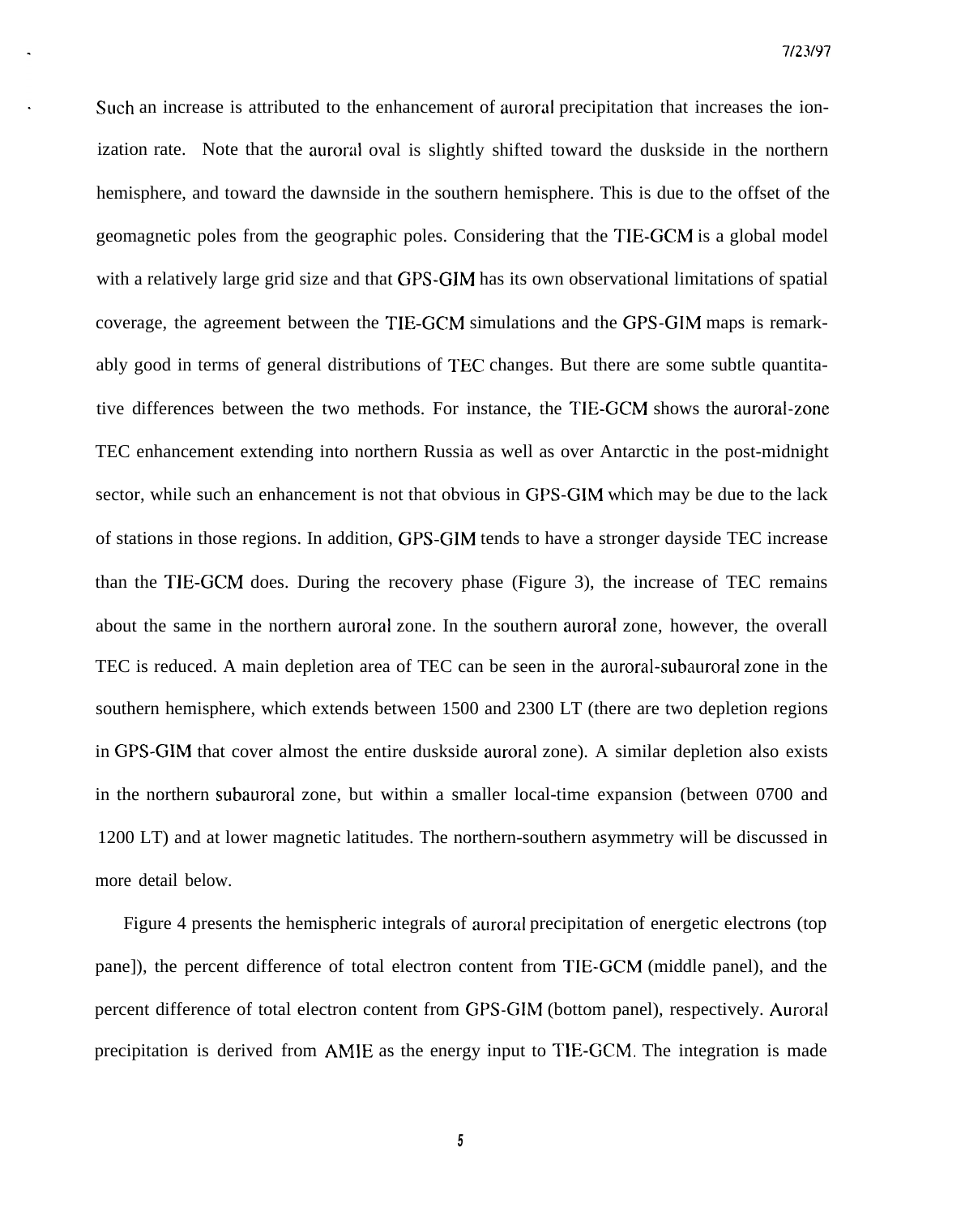Such an increase is attributed to the enhancement of auroral precipitation that increases the ionization rate. Note that the auroral oval is slightly shifted toward the duskside in the northern hemisphere, and toward the dawnside in the southern hemisphere. This is due to the offset of the geomagnetic poles from the geographic poles. Considering that the TIE-GCM is a global model with a relatively large grid size and that GPS-GIM has its own observational limitations of spatial coverage, the agreement between the TIE-GCM simulations and the GPS-GIM maps is remarkably good in terms of general distributions of TEC changes. But there are some subtle quantitative differences between the two methods. For instance, the TIE-GCM shows the auroral-zone TEC enhancement extending into northern Russia as well as over Antarctic in the post-midnight sector, while such an enhancement is not that obvious in GPS-GIM which may be due to the lack of stations in those regions. In addition, GPS-GIM tends to have a stronger dayside TEC increase than the TIE-GCM does. During the recovery phase (Figure 3), the increase of TEC remains about the same in the northern auroral zone. In the southern auroral zone, however, the overall TEC is reduced. A main depletion area of TEC can be seen in the auroral-subauroral zone in the southern hemisphere, which extends between 1500 and 2300 LT (there are two depletion regions in GPS-GIM that cover almost the entire duskside auroral zone). A similar depletion also exists in the northern subauroral zone, but within a smaller local-time expansion (between 0700 and 1200 LT) and at lower magnetic latitudes. The northern-southern asymmetry will be discussed in more detail below.

Figure 4 presents the hemispheric integrals of auroral precipitation of energetic electrons (top pane]), the percent difference of total electron content from TIE-GCM (middle panel), and the percent difference of total electron content from GPS-GIM (bottom panel), respectively. Auroral precipitation is derived from AMIE as the energy input to TIE-GCM. The integration is made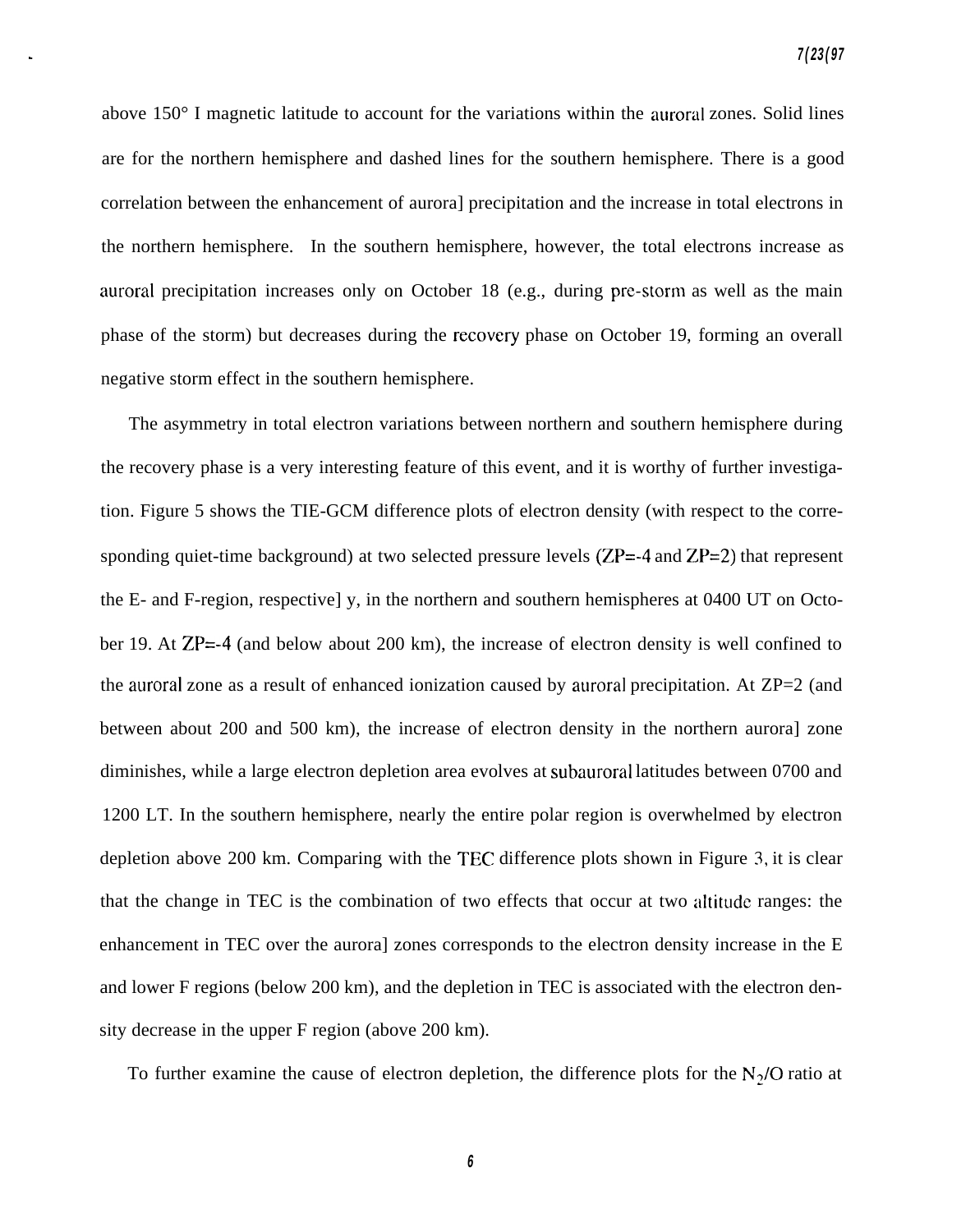above 150° I magnetic latitude to account for the variations within the auroral zones. Solid lines are for the northern hemisphere and dashed lines for the southern hemisphere. There is a good correlation between the enhancement of aurora] precipitation and the increase in total electrons in the northern hemisphere. In the southern hemisphere, however, the total electrons increase as auroral precipitation increases only on October 18 (e.g., during pre-storm as well as the main phase of the storm) but decreases during the recovery phase on October 19, forming an overall negative storm effect in the southern hemisphere.

The asymmetry in total electron variations between northern and southern hemisphere during the recovery phase is a very interesting feature of this event, and it is worthy of further investigation. Figure 5 shows the TIE-GCM difference plots of electron density (with respect to the corresponding quiet-time background) at two selected pressure levels (ZP=-4 and ZP=2) that represent the E- and F-region, respective] y, in the northern and southern hemispheres at 0400 UT on October 19. At ZP=-4 (and below about 200 km), the increase of electron density is well confined to the auroral zone as a result of enhanced ionization caused by auroral precipitation. At ZP=2 (and between about 200 and 500 km), the increase of electron density in the northern aurora] zone diminishes, while a large electron depletion area evolves at subauroral latitudes between 0700 and 1200 LT. In the southern hemisphere, nearly the entire polar region is overwhelmed by electron depletion above 200 km. Comparing with the TEC difference plots shown in Figure 3, it is clear that the change in TEC is the combination of two effects that occur at two altitude ranges: the enhancement in TEC over the aurora] zones corresponds to the electron density increase in the E and lower F regions (below 200 km), and the depletion in TEC is associated with the electron density decrease in the upper F region (above 200 km).

To further examine the cause of electron depletion, the difference plots for the $N_2/O$ ratio at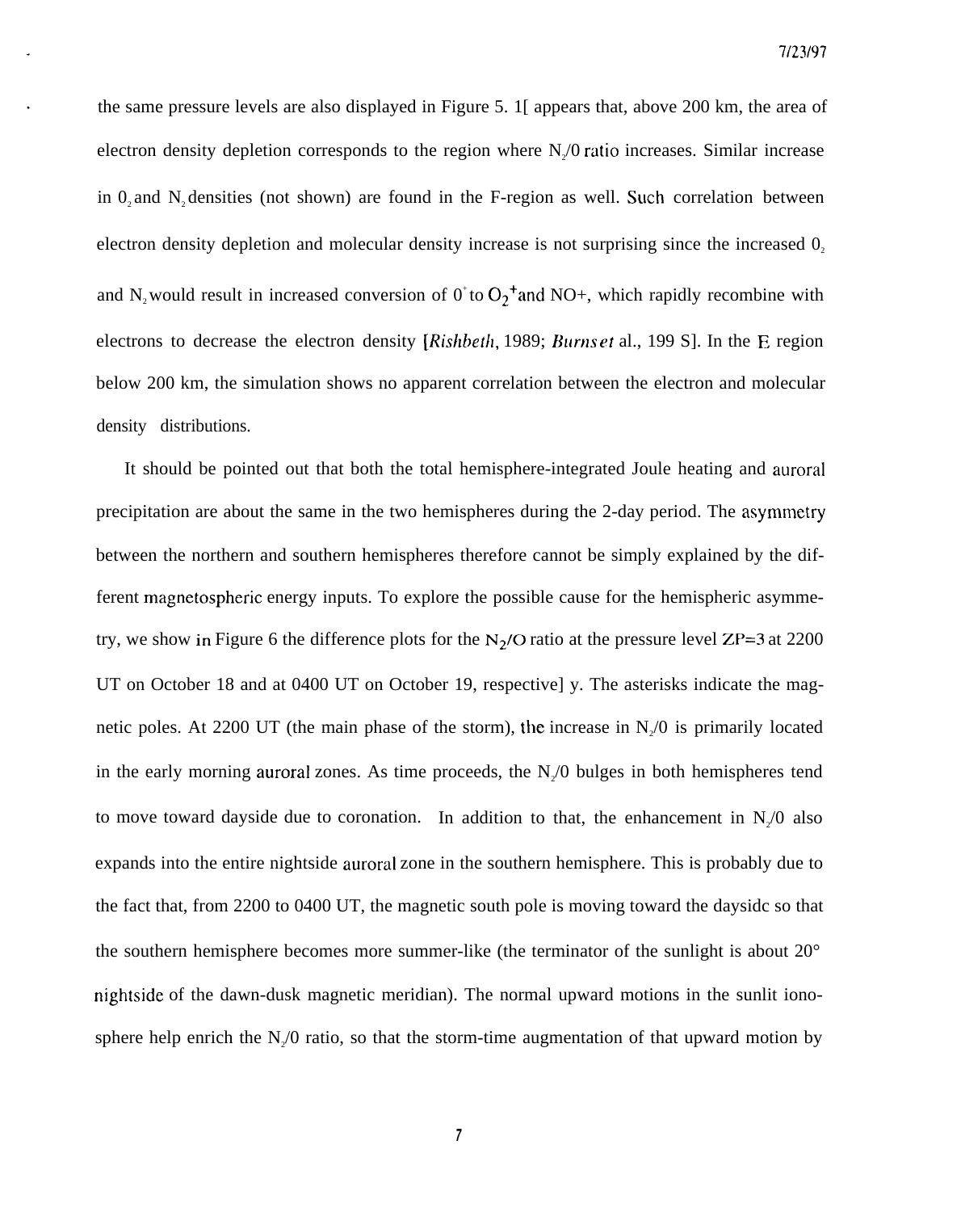the same pressure levels are also displayed in Figure 5. 1[ appears that, above 200 km, the area of electron density depletion corresponds to the region where $N_2/0$ ratio increases. Similar increase in $0_2$ and $N_2$ densities (not shown) are found in the F-region as well. Such correlation between electron density depletion and molecular density increase is not surprising since the increased $0_2$ and $N_2$ would result in increased conversion of $0^+$ to $O_2^+$ and NO+, which rapidly recombine with electrons to decrease the electron density [*Rishbeth*, 1989; *Burns et* al., 199 S]. In the E region below 200 km, the simulation shows no apparent correlation between the electron and molecular density distributions.

It should be pointed out that both the total hemisphere-integrated Joule heating and auroral precipitation are about the same in the two hemispheres during the 2-day period. The asymmetry between the northern and southern hemispheres therefore cannot be simply explained by the different magnetospheric energy inputs. To explore the possible cause for the hemispheric asymmetry, we show in Figure 6 the difference plots for the $N_2/O$ ratio at the pressure level ZP=3 at 2200 UT on October 18 and at 0400 UT on October 19, respective] y. The asterisks indicate the magnetic poles. At 2200 UT (the main phase of the storm), the increase in $N_2/0$ is primarily located in the early morning auroral zones. As time proceeds, the $N_2/0$ bulges in both hemispheres tend to move toward dayside due to coronation. In addition to that, the enhancement in $N_2/0$ also expands into the entire nightside auroral zone in the southern hemisphere. This is probably due to the fact that, from 2200 to 0400 UT, the magnetic south pole is moving toward the daysidc so that the southern hemisphere becomes more summer-like (the terminator of the sunlight is about 20° nightside of the dawn-dusk magnetic meridian). The normal upward motions in the sunlit ionosphere help enrich the $N_2/0$ ratio, so that the storm-time augmentation of that upward motion by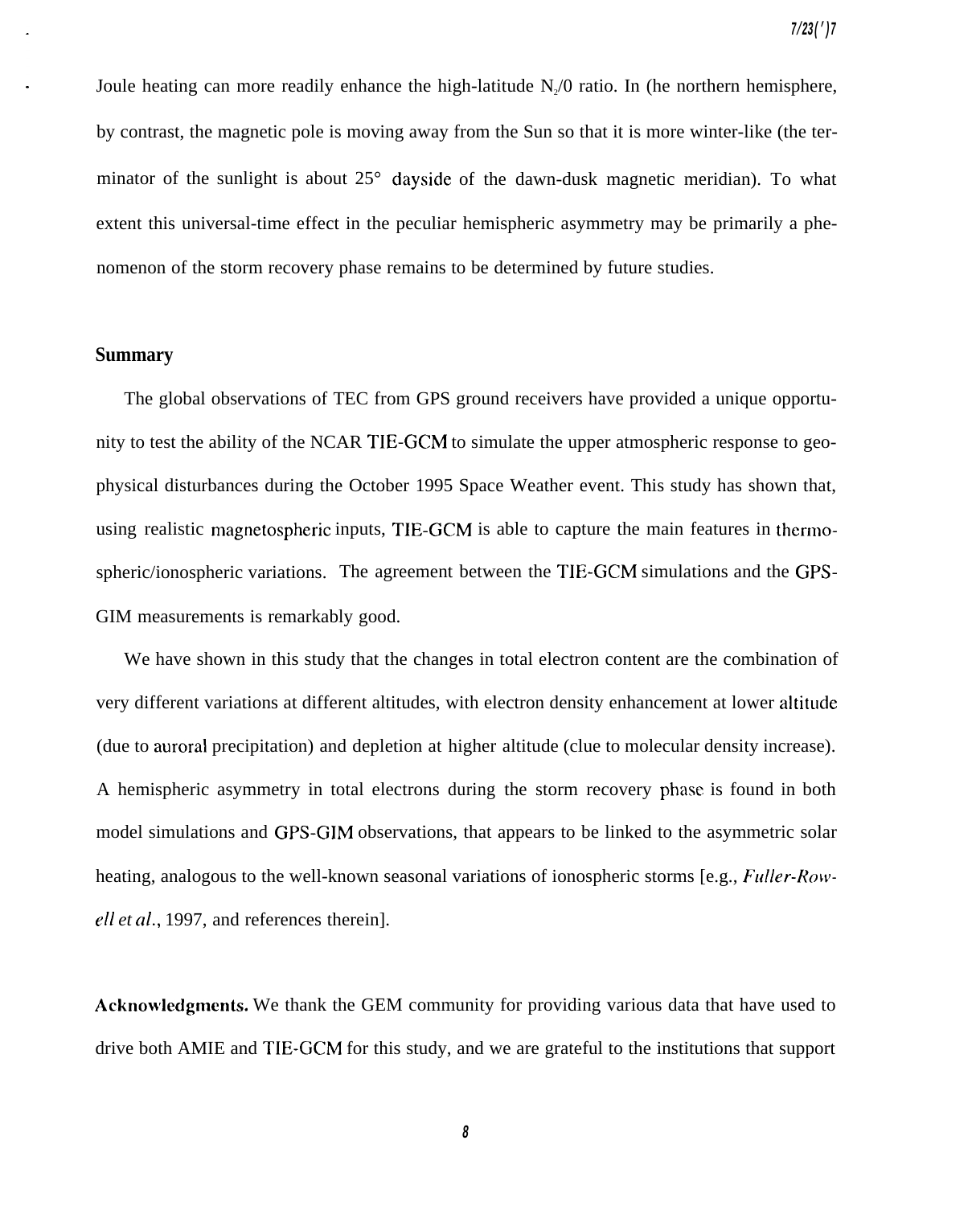Joule heating can more readily enhance the high-latitude $N_2/O$ ratio. In (he northern hemisphere, by contrast, the magnetic pole is moving away from the Sun so that it is more winter-like (the terminator of the sunlight is about 25° dayside of the dawn-dusk magnetic meridian). To what extent this universal-time effect in the peculiar hemispheric asymmetry may be primarily a phenomenon of the storm recovery phase remains to be determined by future studies.

## Summary

The global observations of TEC from GPS ground receivers have provided a unique opportunity to test the ability of the NCAR TIE-GCM to simulate the upper atmospheric response to geophysical disturbances during the October 1995 Space Weather event. This study has shown that, using realistic magnetospheric inputs, TIE-GCM is able to capture the main features in thermospheric/ionospheric variations. The agreement between the TIE-GCM simulations and the GPS-GIM measurements is remarkably good.

We have shown in this study that the changes in total electron content are the combination of very different variations at different altitudes, with electron density enhancement at lower altitude (due to auroral precipitation) and depletion at higher altitude (clue to molecular density increase). A hemispheric asymmetry in total electrons during the storm recovery phase is found in both model simulations and GPS-GIM observations, that appears to be linked to the asymmetric solar heating, analogous to the well-known seasonal variations of ionospheric storms [e.g., *Fuller-Rowell et al.*, 1997, and references therein].

**Acknowledgments.** We thank the GEM community for providing various data that have used to drive both AMIE and TIE-GCM for this study, and we are grateful to the institutions that support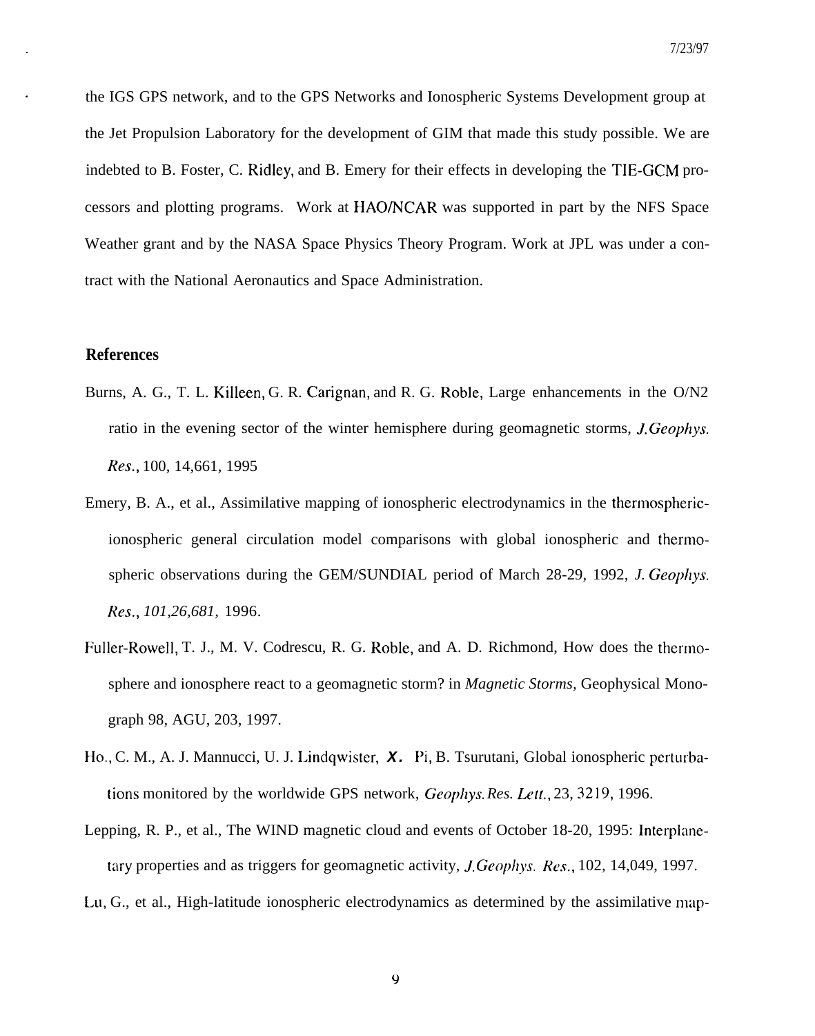the IGS GPS network, and to the GPS Networks and Ionospheric Systems Development group at the Jet Propulsion Laboratory for the development of GIM that made this study possible. We are indebted to B. Foster, C. Ridley, and B. Emery for their effects in developing the TIE-GCM processors and plotting programs. Work at HAO/NCAR was supported in part by the NFS Space Weather grant and by the NASA Space Physics Theory Program. Work at JPL was under a contract with the National Aeronautics and Space Administration.

## References

Burns, A. G., T. L. Killeen, G. R. Carignan, and R. G. Roble, Large enhancements in the O/N2 ratio in the evening sector of the winter hemisphere during geomagnetic storms, *J.Geophys. Res.*, 100, 14,661, 1995

Emery, B. A., et al., Assimilative mapping of ionospheric electrodynamics in the thermospheric-ionospheric general circulation model comparisons with global ionospheric and thermospheric observations during the GEM/SUNDIAL period of March 28-29, 1992, *J. Geophys. Res.*, *101,26,681,* 1996.

Fuller-Rowell, T. J., M. V. Codrescu, R. G. Roble, and A. D. Richmond, How does the thermosphere and ionosphere react to a geomagnetic storm? in *Magnetic Storms,* Geophysical Monograph 98, AGU, 203, 1997.

Ho., C. M., A. J. Mannucci, U. J. Lindqwister, X. Pi, B. Tsurutani, Global ionospheric perturbations monitored by the worldwide GPS network, *Geophys. Res. Lett.*, 23, 3219, 1996.

Lepping, R. P., et al., The WIND magnetic cloud and events of October 18-20, 1995: Interplanetary properties and as triggers for geomagnetic activity, *J.Geophys. Res.*, 102, 14,049, 1997.

Lu, G., et al., High-latitude ionospheric electrodynamics as determined by the assimilative map-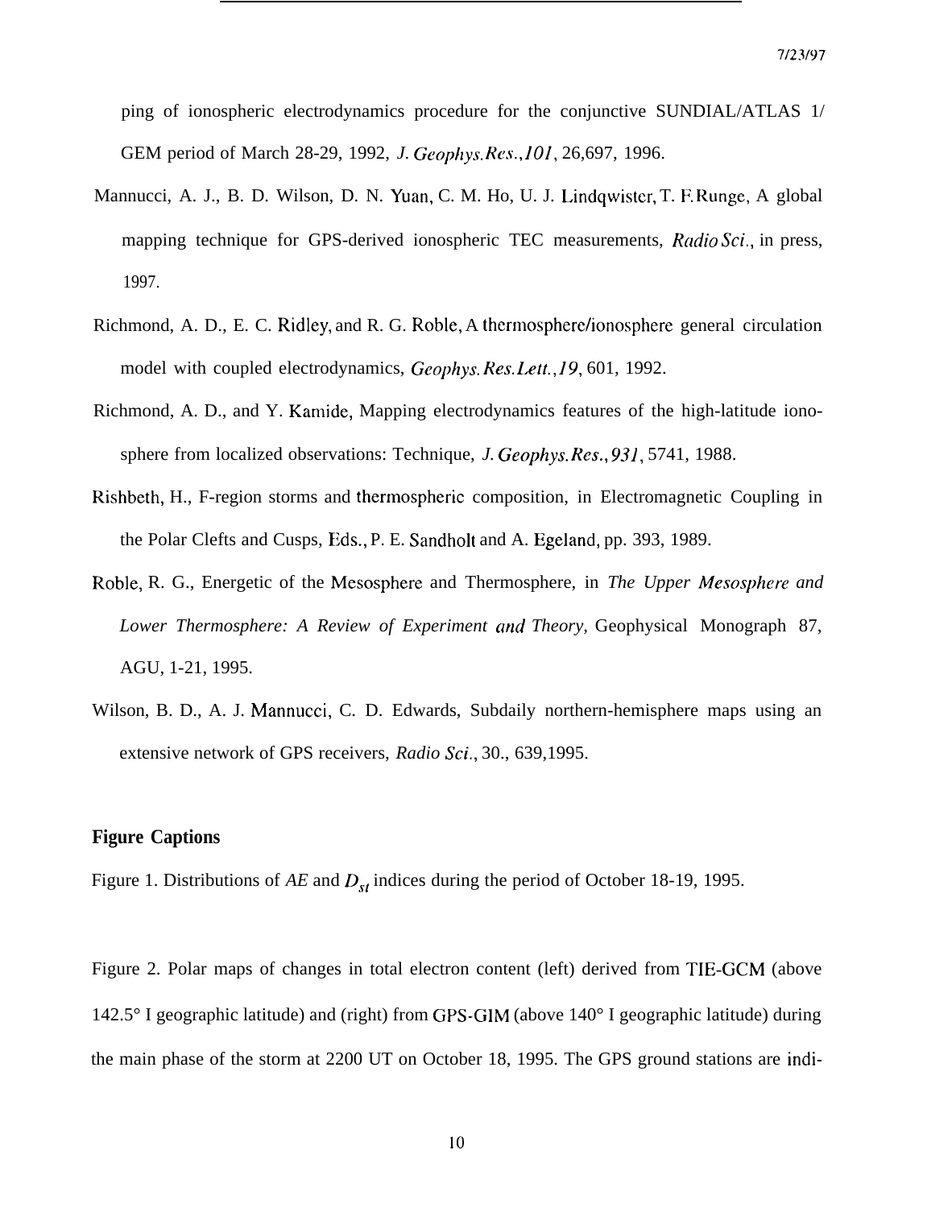ping of ionospheric electrodynamics procedure for the conjunctive SUNDIAL/ATLAS 1/ GEM period of March 28-29, 1992, *J. Geophys. Res.*, *101*, 26,697, 1996.

Mannucci, A. J., B. D. Wilson, D. N. Yuan, C. M. Ho, U. J. Lindqwister, T. F. Runge, A global mapping technique for GPS-derived ionospheric TEC measurements, *Radio Sci.*, in press, 1997.

Richmond, A. D., E. C. Ridley, and R. G. Roble, A thermosphere/ionosphere general circulation model with coupled electrodynamics, *Geophys. Res. Lett.*, *19*, 601, 1992.

Richmond, A. D., and Y. Kamide, Mapping electrodynamics features of the high-latitude ionosphere from localized observations: Technique, *J. Geophys. Res.*, *931*, 5741, 1988.

Rishbeth, H., F-region storms and thermospheric composition, in Electromagnetic Coupling in the Polar Clefts and Cusps, Eds., P. E. Sandholt and A. Egeland, pp. 393, 1989.

Roble, R. G., Energetic of the Mesosphere and Thermosphere, in *The Upper Mesosphere and Lower Thermosphere: A Review of Experiment and Theory*, Geophysical Monograph 87, AGU, 1-21, 1995.

Wilson, B. D., A. J. Mannucci, C. D. Edwards, Subdaily northern-hemisphere maps using an extensive network of GPS receivers, *Radio Sci.*, 30., 639,1995.

## Figure Captions

Figure 1. Distributions of *AE* and $D_{st}$ indices during the period of October 18-19, 1995.

Figure 2. Polar maps of changes in total electron content (left) derived from TIE-GCM (above 142.5° I geographic latitude) and (right) from GPS-GIM (above 140° I geographic latitude) during the main phase of the storm at 2200 UT on October 18, 1995. The GPS ground stations are indi-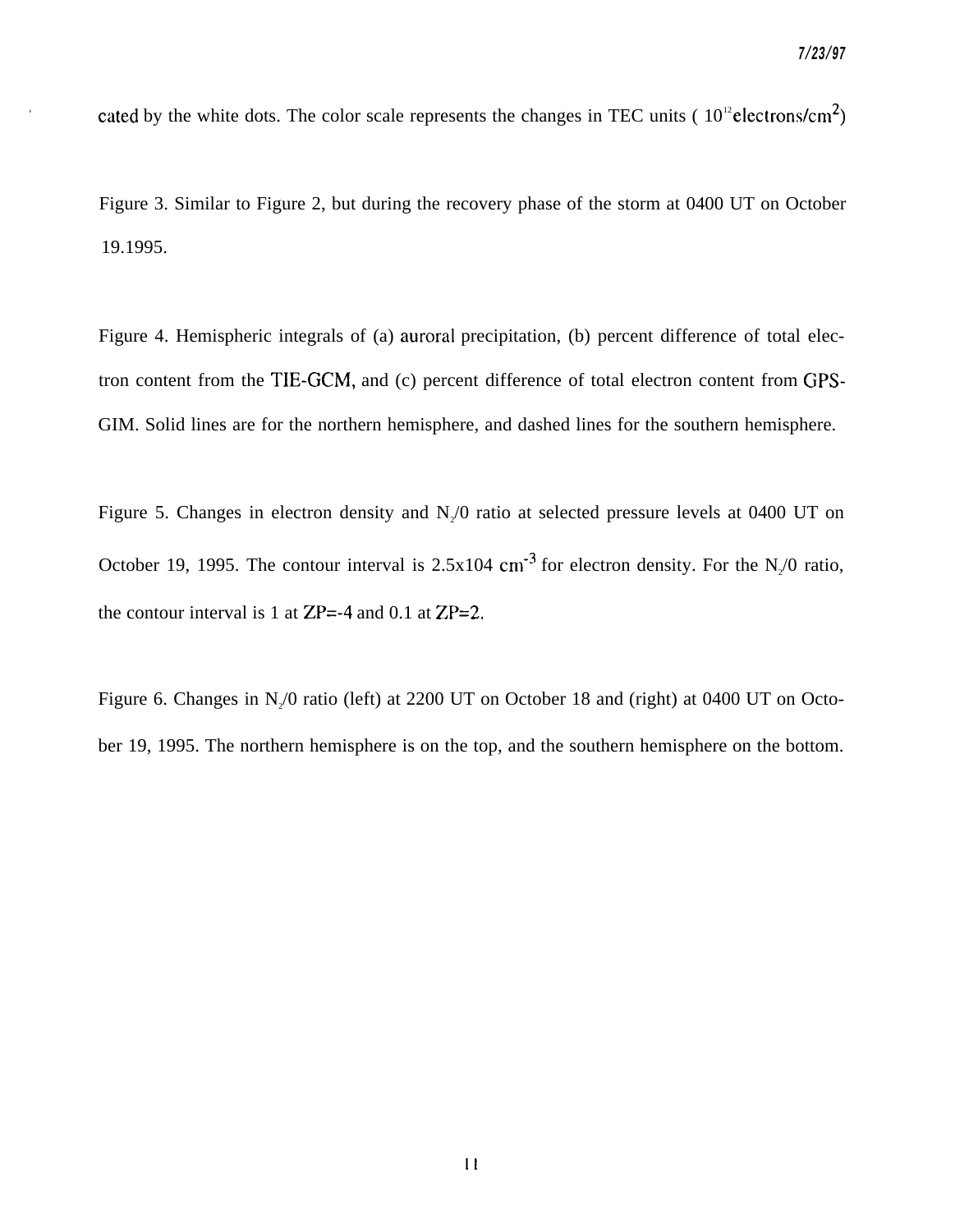cated by the white dots. The color scale represents the changes in TEC units ( $10^{12}$ electrons/cm$^2$)

Figure 3. Similar to Figure 2, but during the recovery phase of the storm at 0400 UT on October 19.1995.

Figure 4. Hemispheric integrals of (a) auroral precipitation, (b) percent difference of total electron content from the TIE-GCM, and (c) percent difference of total electron content from GPS-GIM. Solid lines are for the northern hemisphere, and dashed lines for the southern hemisphere.

Figure 5. Changes in electron density and $N_2$/0 ratio at selected pressure levels at 0400 UT on October 19, 1995. The contour interval is 2.5x104 cm$^{-3}$ for electron density. For the $N_2$/0 ratio, the contour interval is 1 at ZP=-4 and 0.1 at ZP=2.

Figure 6. Changes in $N_2$/0 ratio (left) at 2200 UT on October 18 and (right) at 0400 UT on October 19, 1995. The northern hemisphere is on the top, and the southern hemisphere on the bottom.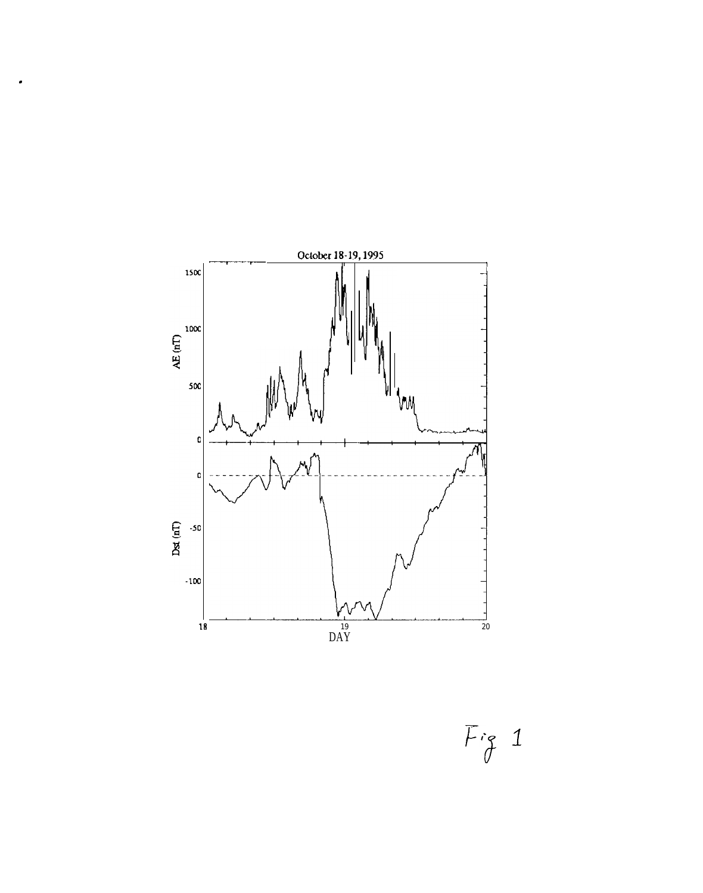October 18-19, 1995

Fig 1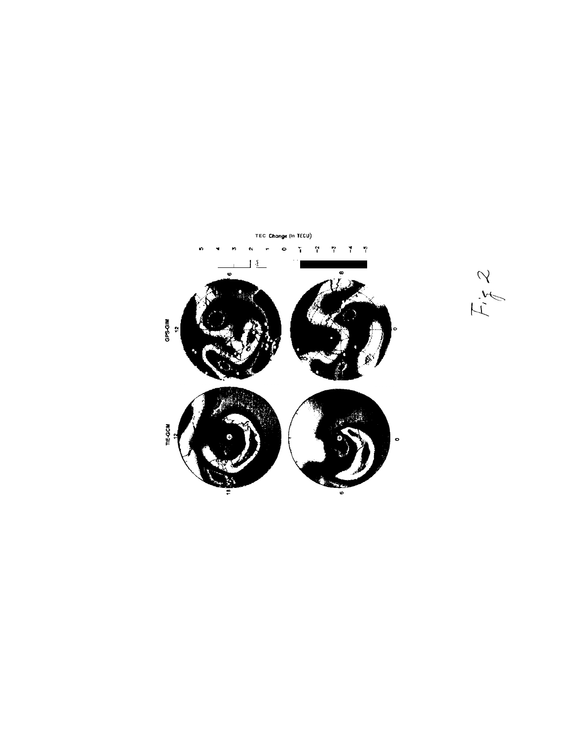Fig 2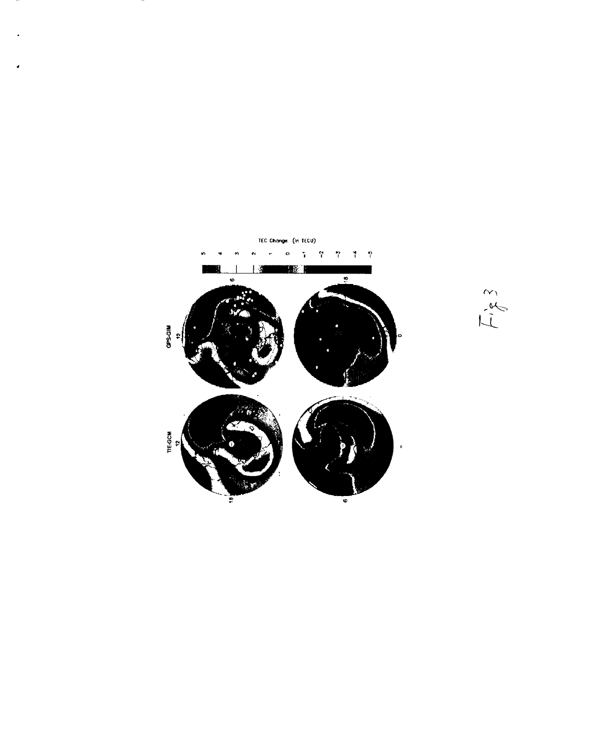Fig 3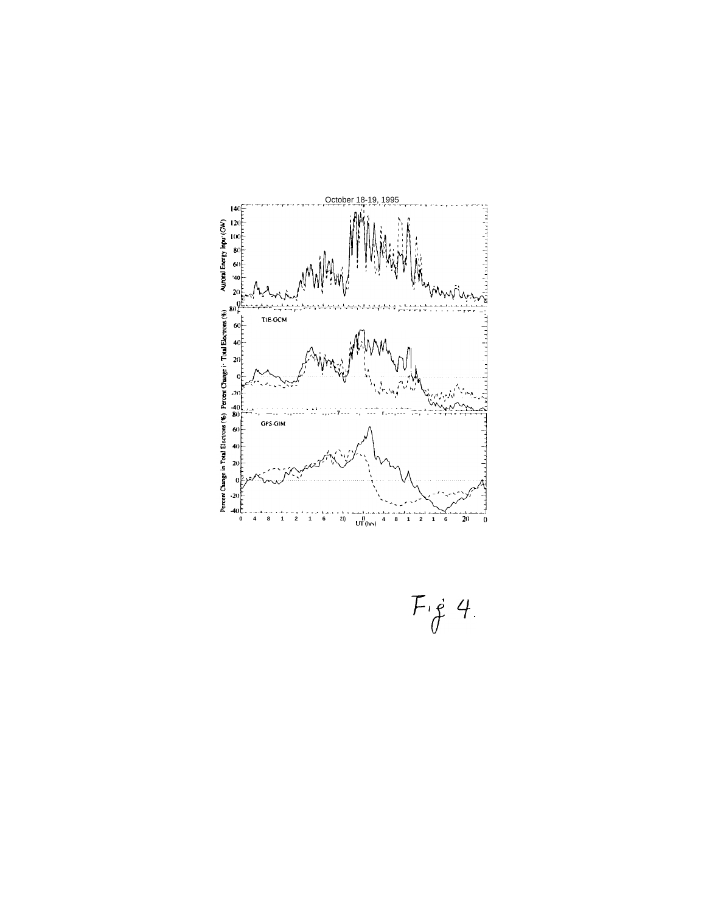October 18-19, 1995

Fig 4.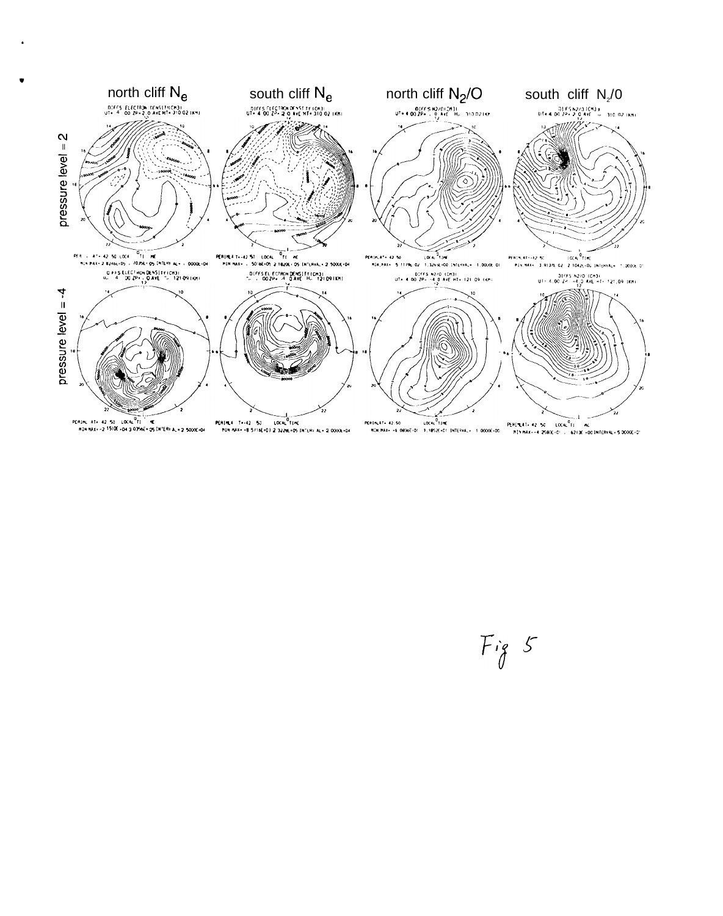north cliff $N_e$ | south cliff $N_e$ | north cliff $N_2/O$ | south cliff $N_2/O$

pressure level = 2

pressure level = -4

Fig 5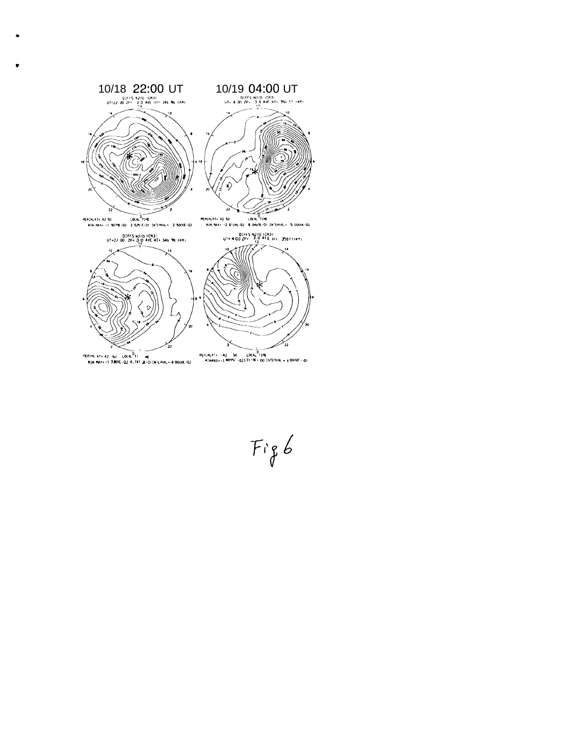10/18 22:00 UT

10/19 04:00 UT

DIFFS N2/O (CM3)
UT=22.00 ZP= 3.0 AVE HT= 346.96 (KM)

DIFFS N2/O (CM3)
UT= 4.00 ZP= 3.0 AVE HT= 356.11 (KM)

PERIMLAT= 42.50 LOCAL TIME
MIN,MAX= -1.9079E-02 3.5251E-01 INTERVAL= 2.5000E-02

PERIMLAT= 42.50 LOCAL TIME
MIN,MAX= -2.8124E-02 8.0469E-01 INTERVAL= 5.0000E-02

DIFFS N2/O (CM3)
UT=22.00 ZP= 3.0 AVE HT= 346.96 (KM)

DIFFS N2/O (CM3)
UT= 4.00 ZP= 3.0 AVE HT. 356.11(KM)

PERIMLAT= 42.50 LOCAL TIME
MIN,MAX= -1.3384E-02 4.7412E-01 INTERVAL= 4.0000E-02

PERIMLAT= -42.50 LOCAL TIME
MIN,MAX= -1.8895E-02 1.3119E+00 INTERVAL = 1.0000E-01

Fig 6